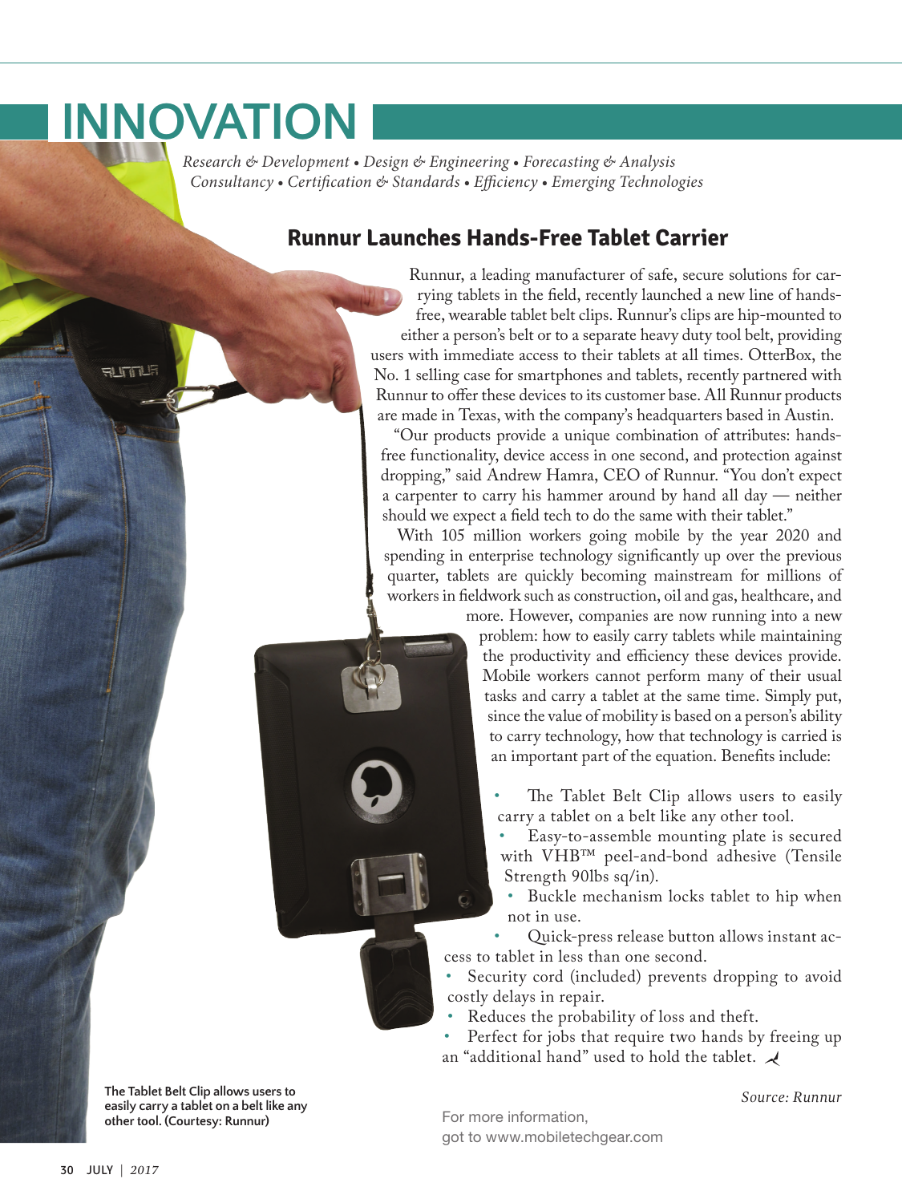# INNOVATION

*Research & Development • Design & Engineering • Forecasting & Analysis*
*Consultancy • Certification & Standards • Efficiency • Emerging Technologies*

## Runnur Launches Hands-Free Tablet Carrier

Runnur, a leading manufacturer of safe, secure solutions for carrying tablets in the field, recently launched a new line of hands-free, wearable tablet belt clips. Runnur's clips are hip-mounted to either a person's belt or to a separate heavy duty tool belt, providing users with immediate access to their tablets at all times. OtterBox, the No. 1 selling case for smartphones and tablets, recently partnered with Runnur to offer these devices to its customer base. All Runnur products are made in Texas, with the company's headquarters based in Austin.

"Our products provide a unique combination of attributes: hands-free functionality, device access in one second, and protection against dropping," said Andrew Hamra, CEO of Runnur. "You don't expect a carpenter to carry his hammer around by hand all day — neither should we expect a field tech to do the same with their tablet."

With 105 million workers going mobile by the year 2020 and spending in enterprise technology significantly up over the previous quarter, tablets are quickly becoming mainstream for millions of workers in fieldwork such as construction, oil and gas, healthcare, and more. However, companies are now running into a new problem: how to easily carry tablets while maintaining the productivity and efficiency these devices provide. Mobile workers cannot perform many of their usual tasks and carry a tablet at the same time. Simply put, since the value of mobility is based on a person's ability to carry technology, how that technology is carried is an important part of the equation. Benefits include:

- The Tablet Belt Clip allows users to easily carry a tablet on a belt like any other tool.
- Easy-to-assemble mounting plate is secured with VHB™ peel-and-bond adhesive (Tensile Strength 90lbs sq/in).
- Buckle mechanism locks tablet to hip when not in use.
- Quick-press release button allows instant access to tablet in less than one second.
- Security cord (included) prevents dropping to avoid costly delays in repair.
- Reduces the probability of loss and theft.
- Perfect for jobs that require two hands by freeing up an "additional hand" used to hold the tablet.

*Source: Runnur*

For more information, got to www.mobiletechgear.com

**The Tablet Belt Clip allows users to easily carry a tablet on a belt like any other tool. (Courtesy: Runnur)**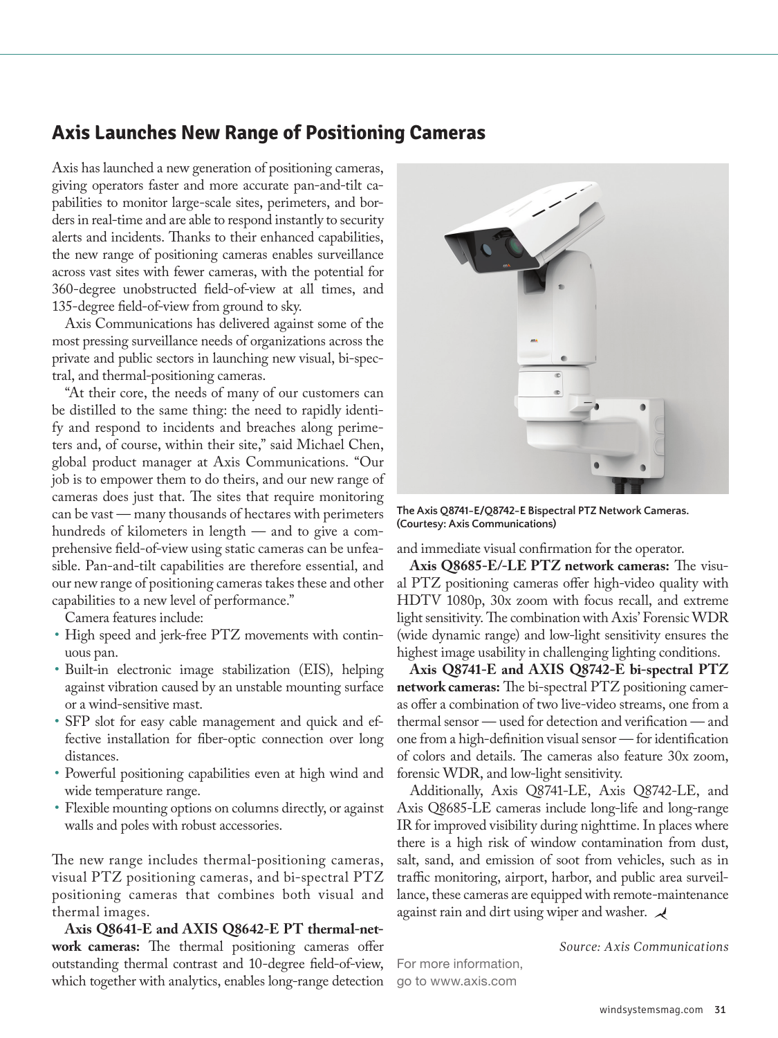## Axis Launches New Range of Positioning Cameras

Axis has launched a new generation of positioning cameras, giving operators faster and more accurate pan-and-tilt capabilities to monitor large-scale sites, perimeters, and borders in real-time and are able to respond instantly to security alerts and incidents. Thanks to their enhanced capabilities, the new range of positioning cameras enables surveillance across vast sites with fewer cameras, with the potential for 360-degree unobstructed field-of-view at all times, and 135-degree field-of-view from ground to sky.

Axis Communications has delivered against some of the most pressing surveillance needs of organizations across the private and public sectors in launching new visual, bi-spectral, and thermal-positioning cameras.

"At their core, the needs of many of our customers can be distilled to the same thing: the need to rapidly identify and respond to incidents and breaches along perimeters and, of course, within their site," said Michael Chen, global product manager at Axis Communications. "Our job is to empower them to do theirs, and our new range of cameras does just that. The sites that require monitoring can be vast — many thousands of hectares with perimeters hundreds of kilometers in length — and to give a comprehensive field-of-view using static cameras can be unfeasible. Pan-and-tilt capabilities are therefore essential, and our new range of positioning cameras takes these and other capabilities to a new level of performance."

Camera features include:

- High speed and jerk-free PTZ movements with continuous pan.
- Built-in electronic image stabilization (EIS), helping against vibration caused by an unstable mounting surface or a wind-sensitive mast.
- SFP slot for easy cable management and quick and effective installation for fiber-optic connection over long distances.
- Powerful positioning capabilities even at high wind and wide temperature range.
- Flexible mounting options on columns directly, or against walls and poles with robust accessories.

The new range includes thermal-positioning cameras, visual PTZ positioning cameras, and bi-spectral PTZ positioning cameras that combines both visual and thermal images.

**Axis Q8641-E and AXIS Q8642-E PT thermal-network cameras:** The thermal positioning cameras offer outstanding thermal contrast and 10-degree field-of-view, which together with analytics, enables long-range detection and immediate visual confirmation for the operator.

The Axis Q8741-E/Q8742-E Bispectral PTZ Network Cameras. (Courtesy: Axis Communications)

**Axis Q8685-E/-LE PTZ network cameras:** The visual PTZ positioning cameras offer high-video quality with HDTV 1080p, 30x zoom with focus recall, and extreme light sensitivity. The combination with Axis' Forensic WDR (wide dynamic range) and low-light sensitivity ensures the highest image usability in challenging lighting conditions.

**Axis Q8741-E and AXIS Q8742-E bi-spectral PTZ network cameras:** The bi-spectral PTZ positioning cameras offer a combination of two live-video streams, one from a thermal sensor — used for detection and verification — and one from a high-definition visual sensor — for identification of colors and details. The cameras also feature 30x zoom, forensic WDR, and low-light sensitivity.

Additionally, Axis Q8741-LE, Axis Q8742-LE, and Axis Q8685-LE cameras include long-life and long-range IR for improved visibility during nighttime. In places where there is a high risk of window contamination from dust, salt, sand, and emission of soot from vehicles, such as in traffic monitoring, airport, harbor, and public area surveillance, these cameras are equipped with remote-maintenance against rain and dirt using wiper and washer.

*Source: Axis Communications*

For more information, go to www.axis.com